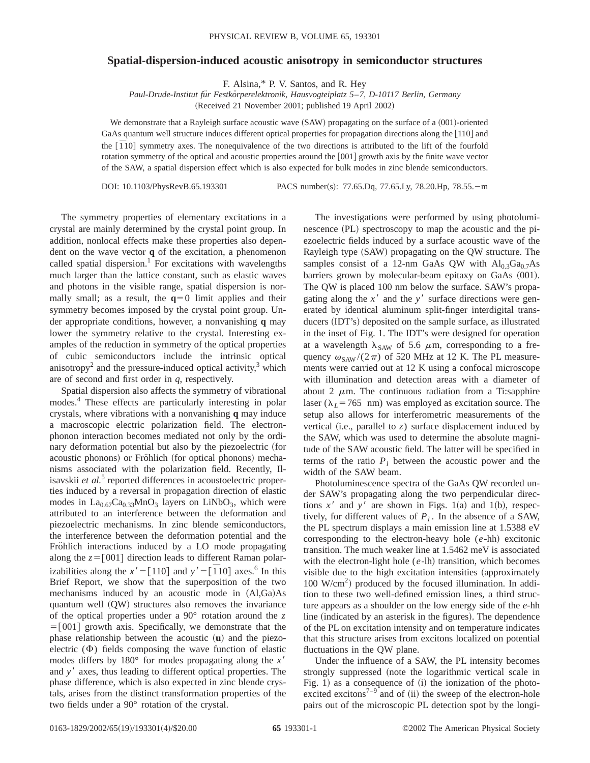# Spatial-dispersion-induced acoustic anisotropy in semiconductor structures

F. Alsina,* P. V. Santos, and R. Hey

*Paul-Drude-Institut für Festkörperelektronik, Hausvogteiplatz 5–7, D-10117 Berlin, Germany*

(Received 21 November 2001; published 19 April 2002)

We demonstrate that a Rayleigh surface acoustic wave (SAW) propagating on the surface of a (001)-oriented GaAs quantum well structure induces different optical properties for propagation directions along the [110] and the $[\bar{1}10]$ symmetry axes. The nonequivalence of the two directions is attributed to the lift of the fourfold rotation symmetry of the optical and acoustic properties around the [001] growth axis by the finite wave vector of the SAW, a spatial dispersion effect which is also expected for bulk modes in zinc blende semiconductors.

DOI: 10.1103/PhysRevB.65.193301 PACS number(s): 77.65.Dq, 77.65.Ly, 78.20.Hp, 78.55.−m

The symmetry properties of elementary excitations in a crystal are mainly determined by the crystal point group. In addition, nonlocal effects make these properties also dependent on the wave vector $\mathbf{q}$ of the excitation, a phenomenon called spatial dispersion.[1] For excitations with wavelengths much larger than the lattice constant, such as elastic waves and photons in the visible range, spatial dispersion is normally small; as a result, the $\mathbf{q}=0$ limit applies and their symmetry becomes imposed by the crystal point group. Under appropriate conditions, however, a nonvanishing $\mathbf{q}$ may lower the symmetry relative to the crystal. Interesting examples of the reduction in symmetry of the optical properties of cubic semiconductors include the intrinsic optical anisotropy[2] and the pressure-induced optical activity,[3] which are of second and first order in $q$, respectively.

Spatial dispersion also affects the symmetry of vibrational modes.[4] These effects are particularly interesting in polar crystals, where vibrations with a nonvanishing $\mathbf{q}$ may induce a macroscopic electric polarization field. The electron-phonon interaction becomes mediated not only by the ordinary deformation potential but also by the piezoelectric (for acoustic phonons) or Fröhlich (for optical phonons) mechanisms associated with the polarization field. Recently, Ilisavskii *et al.*[5] reported differences in acoustoelectric properties induced by a reversal in propagation direction of elastic modes in $La_{0.67}Ca_{0.33}MnO_3$ layers on $LiNbO_3$, which were attributed to an interference between the deformation and piezoelectric mechanisms. In zinc blende semiconductors, the interference between the deformation potential and the Fröhlich interactions induced by a LO mode propagating along the $z=[001]$ direction leads to different Raman polarizabilities along the $x'=[110]$ and $y'=[\bar{1}10]$ axes.[6] In this Brief Report, we show that the superposition of the two mechanisms induced by an acoustic mode in (Al,Ga)As quantum well (QW) structures also removes the invariance of the optical properties under a 90° rotation around the $z=[001]$ growth axis. Specifically, we demonstrate that the phase relationship between the acoustic ($\mathbf{u}$) and the piezoelectric ($\Phi$) fields composing the wave function of elastic modes differs by 180° for modes propagating along the $x'$ and $y'$ axes, thus leading to different optical properties. The phase difference, which is also expected in zinc blende crystals, arises from the distinct transformation properties of the two fields under a 90° rotation of the crystal.

The investigations were performed by using photoluminescence (PL) spectroscopy to map the acoustic and the piezoelectric fields induced by a surface acoustic wave of the Rayleigh type (SAW) propagating on the QW structure. The samples consist of a 12-nm GaAs QW with $Al_{0.3}Ga_{0.7}As$ barriers grown by molecular-beam epitaxy on GaAs (001). The QW is placed 100 nm below the surface. SAW's propagating along the $x'$ and the $y'$ surface directions were generated by identical aluminum split-finger interdigital transducers (IDT's) deposited on the sample surface, as illustrated in the inset of Fig. 1. The IDT's were designed for operation at a wavelength $\lambda_{SAW}$ of 5.6 $\mu$m, corresponding to a frequency $\omega_{SAW}/(2\pi)$ of 520 MHz at 12 K. The PL measurements were carried out at 12 K using a confocal microscope with illumination and detection areas with a diameter of about 2 $\mu$m. The continuous radiation from a Ti:sapphire laser ($\lambda_L=765$ nm) was employed as excitation source. The setup also allows for interferometric measurements of the vertical (i.e., parallel to $z$) surface displacement induced by the SAW, which was used to determine the absolute magnitude of the SAW acoustic field. The latter will be specified in terms of the ratio $P_l$ between the acoustic power and the width of the SAW beam.

Photoluminescence spectra of the GaAs QW recorded under SAW's propagating along the two perpendicular directions $x'$ and $y'$ are shown in Figs. 1(a) and 1(b), respectively, for different values of $P_l$. In the absence of a SAW, the PL spectrum displays a main emission line at 1.5388 eV corresponding to the electron-heavy hole ($e$-hh) excitonic transition. The much weaker line at 1.5462 meV is associated with the electron-light hole ($e$-lh) transition, which becomes visible due to the high excitation intensities (approximately 100 W/cm$^2$) produced by the focused illumination. In addition to these two well-defined emission lines, a third structure appears as a shoulder on the low energy side of the $e$-hh line (indicated by an asterisk in the figures). The dependence of the PL on excitation intensity and on temperature indicates that this structure arises from excitons localized on potential fluctuations in the QW plane.

Under the influence of a SAW, the PL intensity becomes strongly suppressed (note the logarithmic vertical scale in Fig. 1) as a consequence of (i) the ionization of the photoexcited excitons[7–9] and of (ii) the sweep of the electron-hole pairs out of the microscopic PL detection spot by the longi-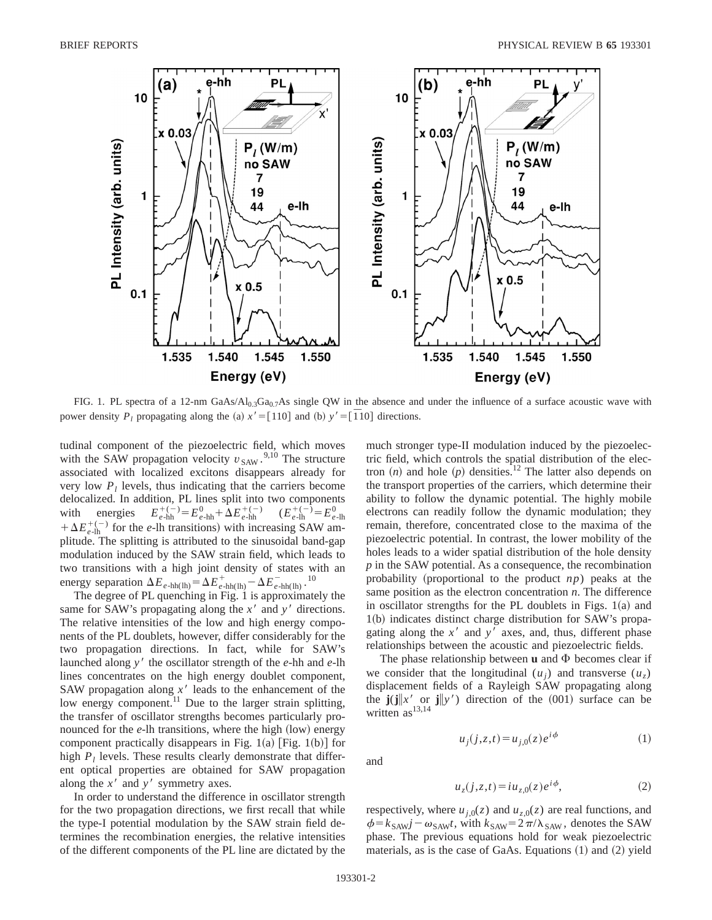FIG. 1. PL spectra of a 12-nm GaAs/$Al_{0.3}Ga_{0.7}As$ single QW in the absence and under the influence of a surface acoustic wave with power density $P_l$ propagating along the (a) $x' = [110]$ and (b) $y' = [\bar{1}10]$ directions.

tudinal component of the piezoelectric field, which moves with the SAW propagation velocity $v_{\mathrm{SAW}}$.[9,10] The structure associated with localized excitons disappears already for very low $P_l$ levels, thus indicating that the carriers become delocalized. In addition, PL lines split into two components with energies $E^{+(-)}_{e\text{-hh}} = E^{0}_{e\text{-hh}} + \Delta E^{+(-)}_{e\text{-hh}}$ $(E^{+(-)}_{e\text{-lh}} = E^{0}_{e\text{-lh}} + \Delta E^{+(-)}_{e\text{-lh}}$ for the $e$-lh transitions) with increasing SAW amplitude. The splitting is attributed to the sinusoidal band-gap modulation induced by the SAW strain field, which leads to two transitions with a high joint density of states with an energy separation $\Delta E_{e\text{-hh(lh)}} = \Delta E^{+}_{e\text{-hh(lh)}} - \Delta E^{-}_{e\text{-hh(lh)}}$.[10]

The degree of PL quenching in Fig. 1 is approximately the same for SAW's propagating along the $x'$ and $y'$ directions. The relative intensities of the low and high energy components of the PL doublets, however, differ considerably for the two propagation directions. In fact, while for SAW's launched along $y'$ the oscillator strength of the $e$-hh and $e$-lh lines concentrates on the high energy doublet component, SAW propagation along $x'$ leads to the enhancement of the low energy component.[11] Due to the larger strain splitting, the transfer of oscillator strengths becomes particularly pronounced for the $e$-lh transitions, where the high (low) energy component practically disappears in Fig. 1(a) [Fig. 1(b)] for high $P_l$ levels. These results clearly demonstrate that different optical properties are obtained for SAW propagation along the $x'$ and $y'$ symmetry axes.

In order to understand the difference in oscillator strength for the two propagation directions, we first recall that while the type-I potential modulation by the SAW strain field determines the recombination energies, the relative intensities of the different components of the PL line are dictated by the much stronger type-II modulation induced by the piezoelectric field, which controls the spatial distribution of the electron ($n$) and hole ($p$) densities.[12] The latter also depends on the transport properties of the carriers, which determine their ability to follow the dynamic potential. The highly mobile electrons can readily follow the dynamic modulation; they remain, therefore, concentrated close to the maxima of the piezoelectric potential. In contrast, the lower mobility of the holes leads to a wider spatial distribution of the hole density $p$ in the SAW potential. As a consequence, the recombination probability (proportional to the product $np$) peaks at the same position as the electron concentration $n$. The difference in oscillator strengths for the PL doublets in Figs. 1(a) and 1(b) indicates distinct charge distribution for SAW's propagating along the $x'$ and $y'$ axes, and, thus, different phase relationships between the acoustic and piezoelectric fields.

The phase relationship between $\mathbf{u}$ and $\Phi$ becomes clear if we consider that the longitudinal ($u_j$) and transverse ($u_z$) displacement fields of a Rayleigh SAW propagating along the $\mathbf{j}$($\mathbf{j} \| x'$ or $\mathbf{j} \| y'$) direction of the (001) surface can be written as[13,14]

$$u_j(j,z,t) = u_{j,0}(z) e^{i\phi} \tag{1}$$

and

$$u_z(j,z,t) = i u_{z,0}(z) e^{i\phi}, \tag{2}$$

respectively, where $u_{j,0}(z)$ and $u_{z,0}(z)$ are real functions, and $\phi = k_{\mathrm{SAW}} j - \omega_{\mathrm{SAW}} t$, with $k_{\mathrm{SAW}} = 2\pi/\lambda_{\mathrm{SAW}}$, denotes the SAW phase. The previous equations hold for weak piezoelectric materials, as is the case of GaAs. Equations (1) and (2) yield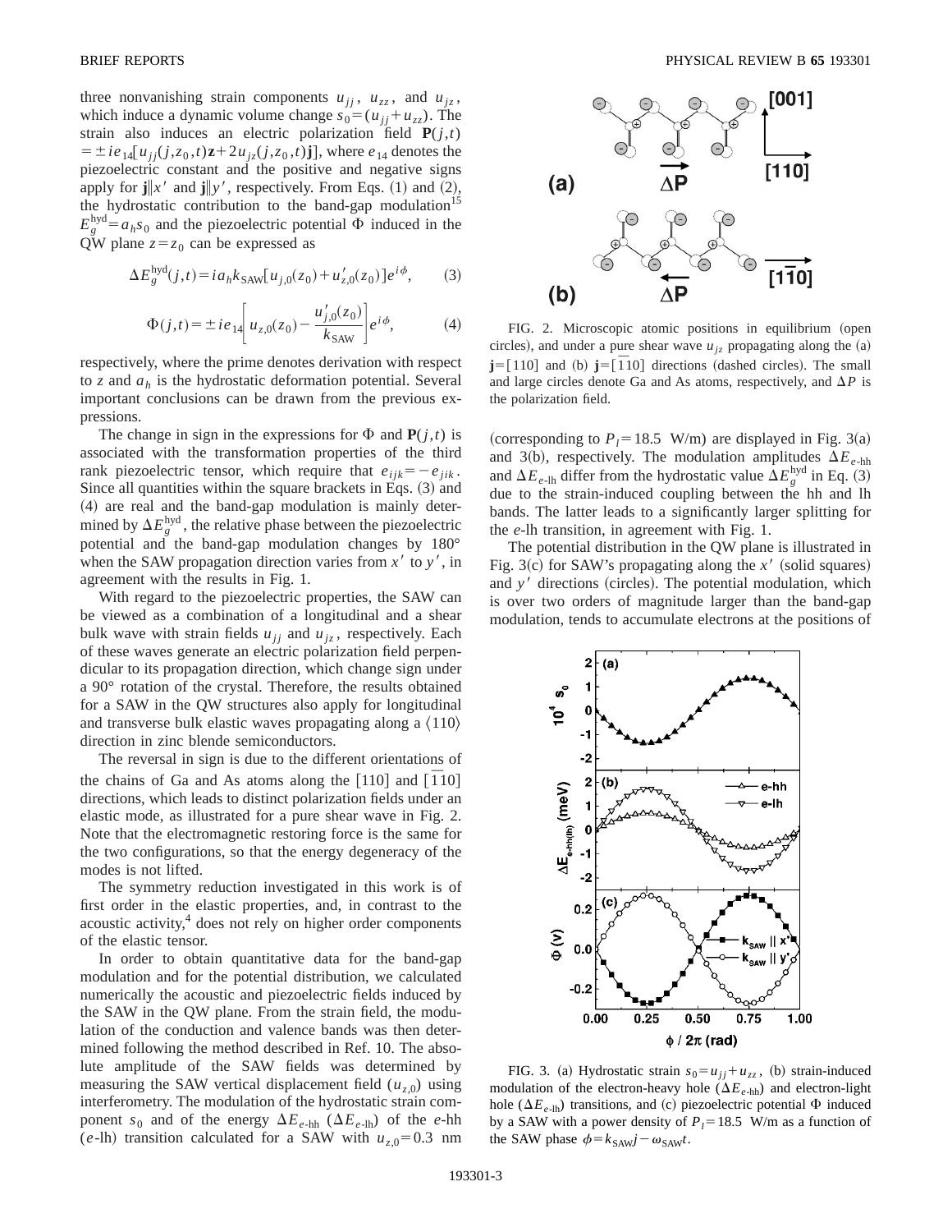three nonvanishing strain components $u_{jj}$, $u_{zz}$, and $u_{jz}$, which induce a dynamic volume change $s_0=(u_{jj}+u_{zz})$. The strain also induces an electric polarization field $\mathbf{P}(j,t) = \pm i e_{14}[u_{jj}(j,z_0,t)\mathbf{z}+2u_{jz}(j,z_0,t)\mathbf{j}]$, where $e_{14}$ denotes the piezoelectric constant and the positive and negative signs apply for $\mathbf{j}\| x'$ and $\mathbf{j}\| y'$, respectively. From Eqs. (1) and (2), the hydrostatic contribution to the band-gap modulation[15] $E_g^{\mathrm{hyd}}=a_h s_0$ and the piezoelectric potential $\Phi$ induced in the QW plane $z=z_0$ can be expressed as

$$\Delta E_g^{\mathrm{hyd}}(j,t)=i a_h k_{\mathrm{SAW}}[u_{j,0}(z_0)+u'_{z,0}(z_0)]e^{i\phi}, \qquad (3)$$

$$\Phi(j,t)=\pm i e_{14}\left[u_{z,0}(z_0)-\frac{u'_{j,0}(z_0)}{k_{\mathrm{SAW}}}\right]e^{i\phi}, \qquad (4)$$

respectively, where the prime denotes derivation with respect to $z$ and $a_h$ is the hydrostatic deformation potential. Several important conclusions can be drawn from the previous expressions.

The change in sign in the expressions for $\Phi$ and $\mathbf{P}(j,t)$ is associated with the transformation properties of the third rank piezoelectric tensor, which require that $e_{ijk}=-e_{jik}$. Since all quantities within the square brackets in Eqs. (3) and (4) are real and the band-gap modulation is mainly determined by $\Delta E_g^{\mathrm{hyd}}$, the relative phase between the piezoelectric potential and the band-gap modulation changes by 180° when the SAW propagation direction varies from $x'$ to $y'$, in agreement with the results in Fig. 1.

With regard to the piezoelectric properties, the SAW can be viewed as a combination of a longitudinal and a shear bulk wave with strain fields $u_{jj}$ and $u_{jz}$, respectively. Each of these waves generate an electric polarization field perpendicular to its propagation direction, which change sign under a 90° rotation of the crystal. Therefore, the results obtained for a SAW in the QW structures also apply for longitudinal and transverse bulk elastic waves propagating along a $\langle 110\rangle$ direction in zinc blende semiconductors.

The reversal in sign is due to the different orientations of the chains of Ga and As atoms along the [110] and $[\bar{1}10]$ directions, which leads to distinct polarization fields under an elastic mode, as illustrated for a pure shear wave in Fig. 2. Note that the electromagnetic restoring force is the same for the two configurations, so that the energy degeneracy of the modes is not lifted.

The symmetry reduction investigated in this work is of first order in the elastic properties, and, in contrast to the acoustic activity,[4] does not rely on higher order components of the elastic tensor.

In order to obtain quantitative data for the band-gap modulation and for the potential distribution, we calculated numerically the acoustic and piezoelectric fields induced by the SAW in the QW plane. From the strain field, the modulation of the conduction and valence bands was then determined following the method described in Ref. 10. The absolute amplitude of the SAW fields was determined by measuring the SAW vertical displacement field ($u_{z,0}$) using interferometry. The modulation of the hydrostatic strain component $s_0$ and of the energy $\Delta E_{e\text{-hh}}$ ($\Delta E_{e\text{-lh}}$) of the $e$-hh ($e$-lh) transition calculated for a SAW with $u_{z,0}=0.3$ nm (corresponding to $P_l=18.5$ W/m) are displayed in Fig. 3(a) and 3(b), respectively. The modulation amplitudes $\Delta E_{e\text{-hh}}$ and $\Delta E_{e\text{-lh}}$ differ from the hydrostatic value $\Delta E_g^{\mathrm{hyd}}$ in Eq. (3) due to the strain-induced coupling between the hh and lh bands. The latter leads to a significantly larger splitting for the $e$-lh transition, in agreement with Fig. 1.

The potential distribution in the QW plane is illustrated in Fig. 3(c) for SAW's propagating along the $x'$ (solid squares) and $y'$ directions (circles). The potential modulation, which is over two orders of magnitude larger than the band-gap modulation, tends to accumulate electrons at the positions of

FIG. 2. Microscopic atomic positions in equilibrium (open circles), and under a pure shear wave $u_{jz}$ propagating along the (a) $\mathbf{j}=[110]$ and (b) $\mathbf{j}=[\bar{1}10]$ directions (dashed circles). The small and large circles denote Ga and As atoms, respectively, and $\Delta P$ is the polarization field.

FIG. 3. (a) Hydrostatic strain $s_0=u_{jj}+u_{zz}$, (b) strain-induced modulation of the electron-heavy hole ($\Delta E_{e\text{-hh}}$) and electron-light hole ($\Delta E_{e\text{-lh}}$) transitions, and (c) piezoelectric potential $\Phi$ induced by a SAW with a power density of $P_l=18.5$ W/m as a function of the SAW phase $\phi=k_{\mathrm{SAW}}j-\omega_{\mathrm{SAW}}t$.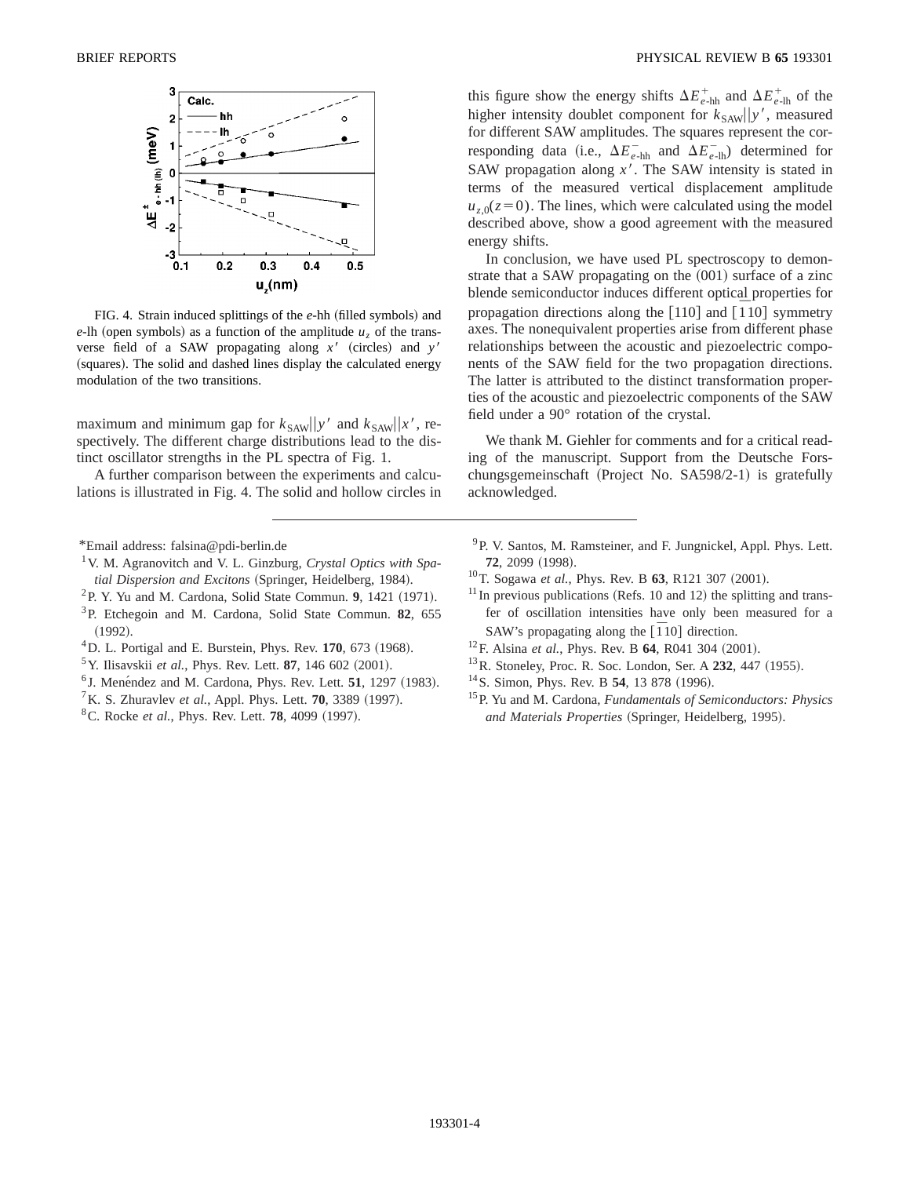Calc.
hh
lh
$\Delta E^{\pm}_{e\text{-hh (lh)}}$ (meV)
3
2
1
0
-1
-2
-3
0.1 0.2 0.3 0.4 0.5
$u_z$(nm)

FIG. 4. Strain induced splittings of the *e*-hh (filled symbols) and *e*-lh (open symbols) as a function of the amplitude $u_z$ of the transverse field of a SAW propagating along $x'$ (circles) and $y'$ (squares). The solid and dashed lines display the calculated energy modulation of the two transitions.

maximum and minimum gap for $k_{\mathrm{SAW}}||y'$ and $k_{\mathrm{SAW}}||x'$, respectively. The different charge distributions lead to the distinct oscillator strengths in the PL spectra of Fig. 1.

A further comparison between the experiments and calculations is illustrated in Fig. 4. The solid and hollow circles in this figure show the energy shifts $\Delta E^{+}_{e\text{-hh}}$ and $\Delta E^{+}_{e\text{-lh}}$ of the higher intensity doublet component for $k_{\mathrm{SAW}}||y'$, measured for different SAW amplitudes. The squares represent the corresponding data (i.e., $\Delta E^{-}_{e\text{-hh}}$ and $\Delta E^{-}_{e\text{-lh}}$) determined for SAW propagation along $x'$. The SAW intensity is stated in terms of the measured vertical displacement amplitude $u_{z,0}(z=0)$. The lines, which were calculated using the model described above, show a good agreement with the measured energy shifts.

In conclusion, we have used PL spectroscopy to demonstrate that a SAW propagating on the (001) surface of a zinc blende semiconductor induces different optical properties for propagation directions along the [110] and $[\bar{1}10]$ symmetry axes. The nonequivalent properties arise from different phase relationships between the acoustic and piezoelectric components of the SAW field for the two propagation directions. The latter is attributed to the distinct transformation properties of the acoustic and piezoelectric components of the SAW field under a 90° rotation of the crystal.

We thank M. Giehler for comments and for a critical reading of the manuscript. Support from the Deutsche Forschungsgemeinschaft (Project No. SA598/2-1) is gratefully acknowledged.

---

*Email address: falsina@pdi-berlin.de

[1] V. M. Agranovitch and V. L. Ginzburg, *Crystal Optics with Spatial Dispersion and Excitons* (Springer, Heidelberg, 1984).

[2] P. Y. Yu and M. Cardona, Solid State Commun. **9**, 1421 (1971).

[3] P. Etchegoin and M. Cardona, Solid State Commun. **82**, 655 (1992).

[4] D. L. Portigal and E. Burstein, Phys. Rev. **170**, 673 (1968).

[5] Y. Ilisavskii *et al.*, Phys. Rev. Lett. **87**, 146 602 (2001).

[6] J. Menéndez and M. Cardona, Phys. Rev. Lett. **51**, 1297 (1983).

[7] K. S. Zhuravlev *et al.*, Appl. Phys. Lett. **70**, 3389 (1997).

[8] C. Rocke *et al.*, Phys. Rev. Lett. **78**, 4099 (1997).

[9] P. V. Santos, M. Ramsteiner, and F. Jungnickel, Appl. Phys. Lett. **72**, 2099 (1998).

[10] T. Sogawa *et al.*, Phys. Rev. B **63**, R121 307 (2001).

[11] In previous publications (Refs. 10 and 12) the splitting and transfer of oscillation intensities have only been measured for a SAW's propagating along the $[\bar{1}10]$ direction.

[12] F. Alsina *et al.*, Phys. Rev. B **64**, R041 304 (2001).

[13] R. Stoneley, Proc. R. Soc. London, Ser. A **232**, 447 (1955).

[14] S. Simon, Phys. Rev. B **54**, 13 878 (1996).

[15] P. Yu and M. Cardona, *Fundamentals of Semiconductors: Physics and Materials Properties* (Springer, Heidelberg, 1995).